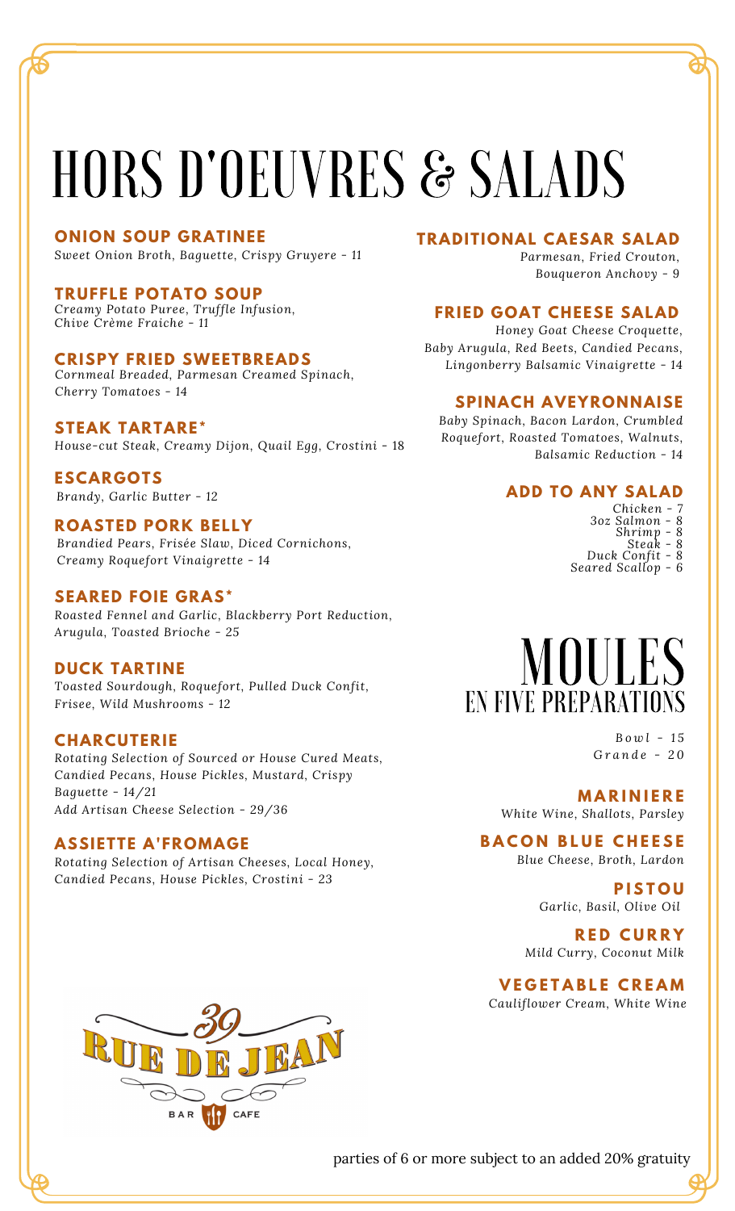# HORS D'OEUVRES & SALADS

### ONION SOUP GRATINEE
*Sweet Onion Broth, Baguette, Crispy Gruyere - 11*

### TRUFFLE POTATO SOUP
*Creamy Potato Puree, Truffle Infusion, Chive Crème Fraiche - 11*

### CRISPY FRIED SWEETBREADS
*Cornmeal Breaded, Parmesan Creamed Spinach, Cherry Tomatoes - 14*

### STEAK TARTARE*
*House-cut Steak, Creamy Dijon, Quail Egg, Crostini - 18*

### ESCARGOTS
*Brandy, Garlic Butter - 12*

### ROASTED PORK BELLY
*Brandied Pears, Frisée Slaw, Diced Cornichons, Creamy Roquefort Vinaigrette - 14*

### SEARED FOIE GRAS*
*Roasted Fennel and Garlic, Blackberry Port Reduction, Arugula, Toasted Brioche - 25*

### DUCK TARTINE
*Toasted Sourdough, Roquefort, Pulled Duck Confit, Frisee, Wild Mushrooms - 12*

### CHARCUTERIE
*Rotating Selection of Sourced or House Cured Meats, Candied Pecans, House Pickles, Mustard, Crispy Baguette - 14/21*
*Add Artisan Cheese Selection - 29/36*

### ASSIETTE A'FROMAGE
*Rotating Selection of Artisan Cheeses, Local Honey, Candied Pecans, House Pickles, Crostini - 23*

### TRADITIONAL CAESAR SALAD
*Parmesan, Fried Crouton, Bouqueron Anchovy - 9*

### FRIED GOAT CHEESE SALAD
*Honey Goat Cheese Croquette, Baby Arugula, Red Beets, Candied Pecans, Lingonberry Balsamic Vinaigrette - 14*

### SPINACH AVEYRONNAISE
*Baby Spinach, Bacon Lardon, Crumbled Roquefort, Roasted Tomatoes, Walnuts, Balsamic Reduction - 14*

### ADD TO ANY SALAD
*Chicken - 7*
*3oz Salmon - 8*
*Shrimp - 8*
*Steak - 8*
*Duck Confit - 8*
*Seared Scallop - 6*

# MOULES
## EN FIVE PREPARATIONS

*Bowl - 15*
*Grande - 20*

### MARINIERE
*White Wine, Shallots, Parsley*

### BACON BLUE CHEESE
*Blue Cheese, Broth, Lardon*

### PISTOU
*Garlic, Basil, Olive Oil*

### RED CURRY
*Mild Curry, Coconut Milk*

### VEGETABLE CREAM
*Cauliflower Cream, White Wine*

39 RUE DE JEAN
BAR CAFE

parties of 6 or more subject to an added 20% gratuity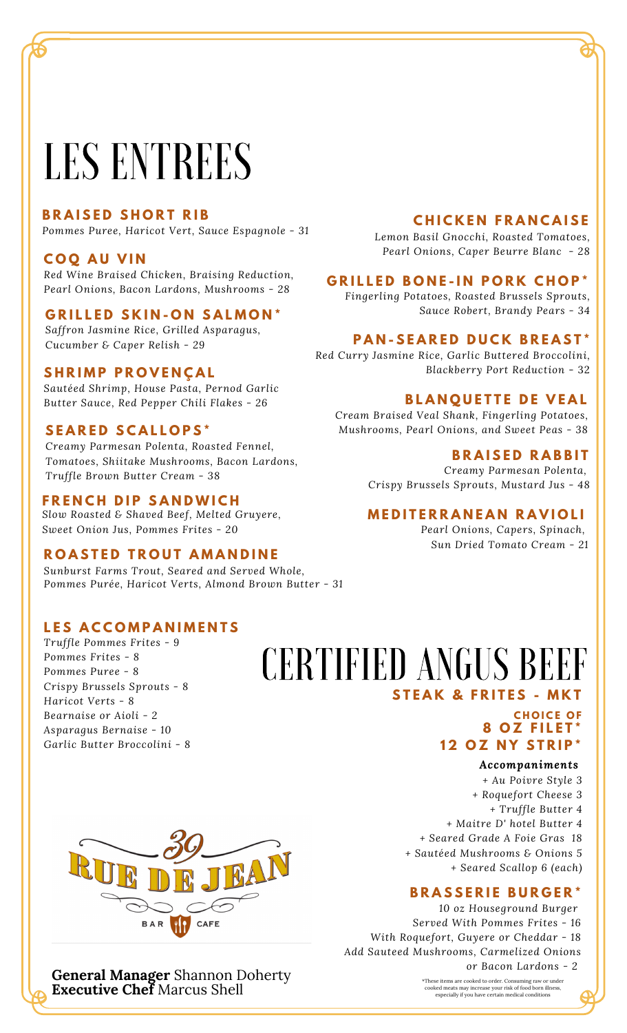# LES ENTREES

### BRAISED SHORT RIB
*Pommes Puree, Haricot Vert, Sauce Espagnole - 31*

### COQ AU VIN
*Red Wine Braised Chicken, Braising Reduction, Pearl Onions, Bacon Lardons, Mushrooms - 28*

### GRILLED SKIN-ON SALMON*
*Saffron Jasmine Rice, Grilled Asparagus, Cucumber & Caper Relish - 29*

### SHRIMP PROVENÇAL
*Sautéed Shrimp, House Pasta, Pernod Garlic Butter Sauce, Red Pepper Chili Flakes - 26*

### SEARED SCALLOPS*
*Creamy Parmesan Polenta, Roasted Fennel, Tomatoes, Shiitake Mushrooms, Bacon Lardons, Truffle Brown Butter Cream - 38*

### FRENCH DIP SANDWICH
*Slow Roasted & Shaved Beef, Melted Gruyere, Sweet Onion Jus, Pommes Frites - 20*

### ROASTED TROUT AMANDINE
*Sunburst Farms Trout, Seared and Served Whole, Pommes Purée, Haricot Verts, Almond Brown Butter - 31*

### CHICKEN FRANCAISE
*Lemon Basil Gnocchi, Roasted Tomatoes, Pearl Onions, Caper Beurre Blanc - 28*

### GRILLED BONE-IN PORK CHOP*
*Fingerling Potatoes, Roasted Brussels Sprouts, Sauce Robert, Brandy Pears - 34*

### PAN-SEARED DUCK BREAST*
*Red Curry Jasmine Rice, Garlic Buttered Broccolini, Blackberry Port Reduction - 32*

### BLANQUETTE DE VEAL
*Cream Braised Veal Shank, Fingerling Potatoes, Mushrooms, Pearl Onions, and Sweet Peas - 38*

### BRAISED RABBIT
*Creamy Parmesan Polenta, Crispy Brussels Sprouts, Mustard Jus - 48*

### MEDITERRANEAN RAVIOLI
*Pearl Onions, Capers, Spinach, Sun Dried Tomato Cream - 21*

### LES ACCOMPANIMENTS
*Truffle Pommes Frites - 9*
*Pommes Frites - 8*
*Pommes Puree - 8*
*Crispy Brussels Sprouts - 8*
*Haricot Verts - 8*
*Bearnaise or Aioli - 2*
*Asparagus Bernaise - 10*
*Garlic Butter Broccolini - 8*

# CERTIFIED ANGUS BEEF

### STEAK & FRITES - MKT

**CHOICE OF**
**8 OZ FILET***
**12 OZ NY STRIP***

***Accompaniments***
*+ Au Poivre Style 3*
*+ Roquefort Cheese 3*
*+ Truffle Butter 4*
*+ Maitre D' hotel Butter 4*
*+ Seared Grade A Foie Gras 18*
*+ Sautéed Mushrooms & Onions 5*
*+ Seared Scallop 6 (each)*

### BRASSERIE BURGER*
*10 oz Houseground Burger*
*Served With Pommes Frites - 16*
*With Roquefort, Guyere or Cheddar - 18*
*Add Sauteed Mushrooms, Carmelized Onions or Bacon Lardons - 2*

39 RUE DE JEAN
BAR CAFE

**General Manager** Shannon Doherty
**Executive Chef** Marcus Shell

*These items are cooked to order. Consuming raw or under cooked meats may increase your risk of food born illness, especially if you have certain medical conditions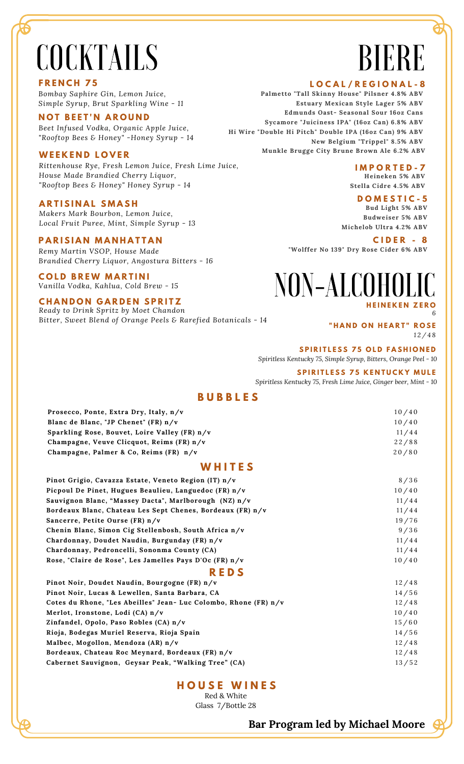# COCKTAILS

### FRENCH 75
*Bombay Saphire Gin, Lemon Juice, Simple Syrup, Brut Sparkling Wine - 11*

### NOT BEET'N AROUND
*Beet Infused Vodka, Organic Apple Juice, "Rooftop Bees & Honey" -Honey Syrup - 14*

### WEEKEND LOVER
*Rittenhouse Rye, Fresh Lemon Juice, Fresh Lime Juice, House Made Brandied Cherry Liquor, "Rooftop Bees & Honey" Honey Syrup - 14*

### ARTISINAL SMASH
*Makers Mark Bourbon, Lemon Juice, Local Fruit Puree, Mint, Simple Syrup - 13*

### PARISIAN MANHATTAN
*Remy Martin VSOP, House Made Brandied Cherry Liquor, Angostura Bitters - 16*

### COLD BREW MARTINI
*Vanilla Vodka, Kahlua, Cold Brew - 15*

### CHANDON GARDEN SPRITZ
*Ready to Drink Spritz by Moet Chandon Bitter, Sweet Blend of Orange Peels & Rarefied Botanicals - 14*

# BIERE

### LOCAL/REGIONAL-8
**Palmetto "Tall Skinny House" Pilsner 4.8% ABV**
**Estuary Mexican Style Lager 5% ABV**
**Edmunds Oast- Seasonal Sour 16oz Cans**
**Sycamore "Juiciness IPA" (16oz Can) 6.8% ABV**
**Hi Wire "Double Hi Pitch" Double IPA (16oz Can) 9% ABV**
**New Belgium "Trippel" 8.5% ABV**
**Munkle Brugge City Brune Brown Ale 6.2% ABV**

### IMPORTED-7
**Heineken 5% ABV**
**Stella Cidre 4.5% ABV**

### DOMESTIC-5
**Bud Light 5% ABV**
**Budweiser 5% ABV**
**Michelob Ultra 4.2% ABV**

### CIDER - 8
**"Wolffer No 139" Dry Rose Cider 6% ABV**

# NON-ALCOHOLIC

### HEINEKEN ZERO
6

### "HAND ON HEART" ROSE
12/48

### SPIRITLESS 75 OLD FASHIONED
*Spiritless Kentucky 75, Simple Syrup, Bitters, Orange Peel - 10*

### SPIRITLESS 75 KENTUCKY MULE
*Spiritless Kentucky 75, Fresh Lime Juice, Ginger beer, Mint - 10*

## BUBBLES

| | |
|---|---|
| **Prosecco, Ponte, Extra Dry, Italy, n/v** | 10/40 |
| **Blanc de Blanc, "JP Chenet" (FR) n/v** | 10/40 |
| **Sparkling Rose, Bouvet, Loire Valley (FR) n/v** | 11/44 |
| **Champagne, Veuve Clicquot, Reims (FR) n/v** | 22/88 |
| **Champagne, Palmer & Co, Reims (FR) n/v** | 20/80 |

## WHITES

| | |
|---|---|
| **Pinot Grigio, Cavazza Estate, Veneto Region (IT) n/v** | 8/36 |
| **Picpoul De Pinet, Hugues Beaulieu, Languedoc (FR) n/v** | 10/40 |
| **Sauvignon Blanc, "Massey Dacta", Marlborough (NZ) n/v** | 11/44 |
| **Bordeaux Blanc, Chateau Les Sept Chenes, Bordeaux (FR) n/v** | 11/44 |
| **Sancerre, Petite Ourse (FR) n/v** | 19/76 |
| **Chenin Blanc, Simon Cig Stellenbosh, South Africa n/v** | 9/36 |
| **Chardonnay, Doudet Naudin, Burgunday (FR) n/v** | 11/44 |
| **Chardonnay, Pedroncelli, Sononma County (CA)** | 11/44 |
| **Rose, "Claire de Rose", Les Jamelles Pays D'Oc (FR) n/v** | 10/40 |

## REDS

| | |
|---|---|
| **Pinot Noir, Doudet Naudin, Bourgogne (FR) n/v** | 12/48 |
| **Pinot Noir, Lucas & Lewellen, Santa Barbara, CA** | 14/56 |
| **Cotes du Rhone, "Les Abeilles" Jean- Luc Colombo, Rhone (FR) n/v** | 12/48 |
| **Merlot, Ironstone, Lodi (CA) n/v** | 10/40 |
| **Zinfandel, Opolo, Paso Robles (CA) n/v** | 15/60 |
| **Rioja, Bodegas Muriel Reserva, Rioja Spain** | 14/56 |
| **Malbec, Mogollon, Mendoza (AR) n/v** | 12/48 |
| **Bordeaux, Chateau Roc Meynard, Bordeaux (FR) n/v** | 12/48 |
| **Cabernet Sauvignon, Geysar Peak, "Walking Tree" (CA)** | 13/52 |

## HOUSE WINES

Red & White
Glass 7/Bottle 28

**Bar Program led by Michael Moore**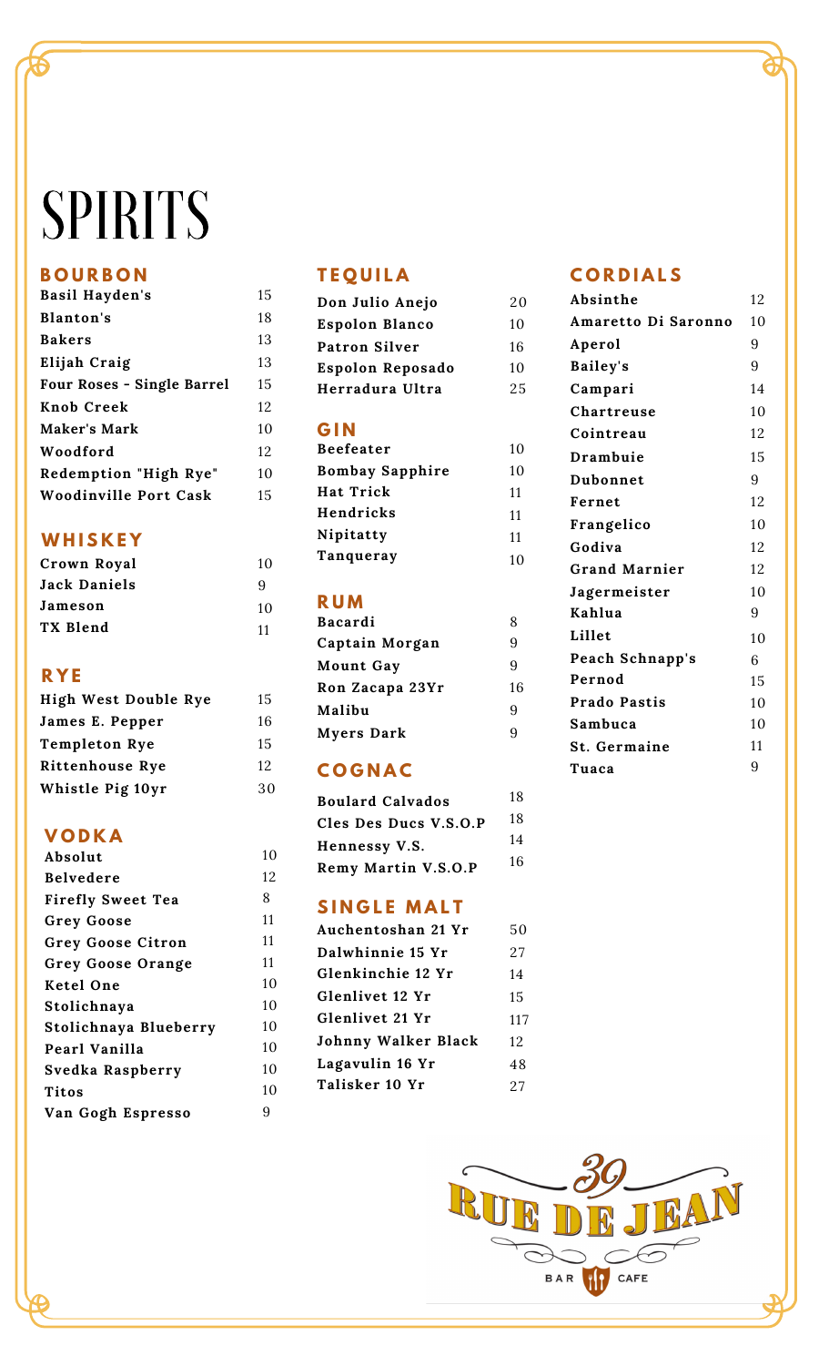# SPIRITS

## BOURBON

| | |
|---|---|
| Basil Hayden's | 15 |
| Blanton's | 18 |
| Bakers | 13 |
| Elijah Craig | 13 |
| Four Roses - Single Barrel | 15 |
| Knob Creek | 12 |
| Maker's Mark | 10 |
| Woodford | 12 |
| Redemption "High Rye" | 10 |
| Woodinville Port Cask | 15 |

## WHISKEY

| | |
|---|---|
| Crown Royal | 10 |
| Jack Daniels | 9 |
| Jameson | 10 |
| TX Blend | 11 |

## RYE

| | |
|---|---|
| High West Double Rye | 15 |
| James E. Pepper | 16 |
| Templeton Rye | 15 |
| Rittenhouse Rye | 12 |
| Whistle Pig 10yr | 30 |

## VODKA

| | |
|---|---|
| Absolut | 10 |
| Belvedere | 12 |
| Firefly Sweet Tea | 8 |
| Grey Goose | 11 |
| Grey Goose Citron | 11 |
| Grey Goose Orange | 11 |
| Ketel One | 10 |
| Stolichnaya | 10 |
| Stolichnaya Blueberry | 10 |
| Pearl Vanilla | 10 |
| Svedka Raspberry | 10 |
| Titos | 10 |
| Van Gogh Espresso | 9 |

## TEQUILA

| | |
|---|---|
| Don Julio Anejo | 20 |
| Espolon Blanco | 10 |
| Patron Silver | 16 |
| Espolon Reposado | 10 |
| Herradura Ultra | 25 |

## GIN

| | |
|---|---|
| Beefeater | 10 |
| Bombay Sapphire | 10 |
| Hat Trick | 11 |
| Hendricks | 11 |
| Nipitatty | 11 |
| Tanqueray | 10 |

## RUM

| | |
|---|---|
| Bacardi | 8 |
| Captain Morgan | 9 |
| Mount Gay | 9 |
| Ron Zacapa 23Yr | 16 |
| Malibu | 9 |
| Myers Dark | 9 |

## COGNAC

| | |
|---|---|
| Boulard Calvados | 18 |
| Cles Des Ducs V.S.O.P | 18 |
| Hennessy V.S. | 14 |
| Remy Martin V.S.O.P | 16 |

## SINGLE MALT

| | |
|---|---|
| Auchentoshan 21 Yr | 50 |
| Dalwhinnie 15 Yr | 27 |
| Glenkinchie 12 Yr | 14 |
| Glenlivet 12 Yr | 15 |
| Glenlivet 21 Yr | 117 |
| Johnny Walker Black | 12 |
| Lagavulin 16 Yr | 48 |
| Talisker 10 Yr | 27 |

## CORDIALS

| | |
|---|---|
| Absinthe | 12 |
| Amaretto Di Saronno | 10 |
| Aperol | 9 |
| Bailey's | 9 |
| Campari | 14 |
| Chartreuse | 10 |
| Cointreau | 12 |
| Drambuie | 15 |
| Dubonnet | 9 |
| Fernet | 12 |
| Frangelico | 10 |
| Godiva | 12 |
| Grand Marnier | 12 |
| Jagermeister | 10 |
| Kahlua | 9 |
| Lillet | 10 |
| Peach Schnapp's | 6 |
| Pernod | 15 |
| Prado Pastis | 10 |
| Sambuca | 10 |
| St. Germaine | 11 |
| Tuaca | 9 |

39 RUE DE JEAN
BAR CAFE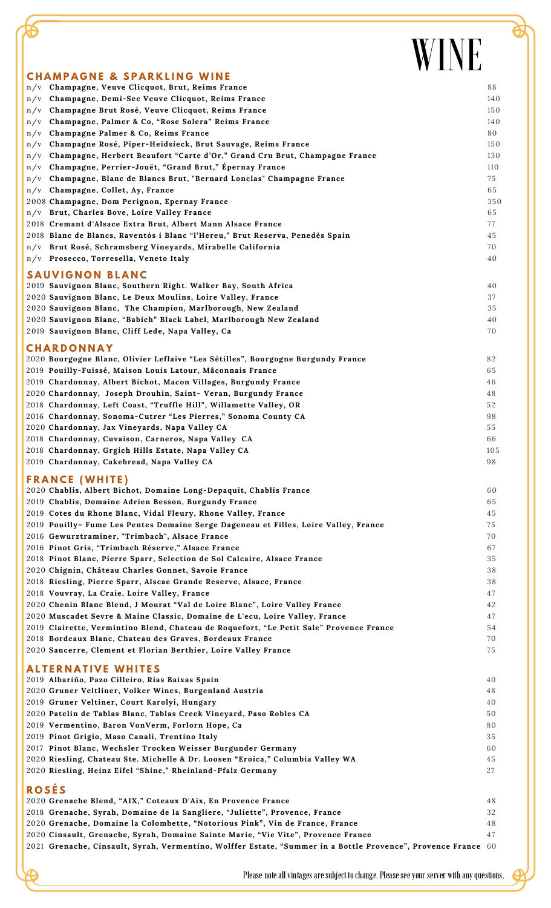# WINE

## CHAMPAGNE & SPARKLING WINE

| Vintage | Wine | Price |
|---|---|---|
| n/v | **Champagne, Veuve Clicquot, Brut, Reims France** | 88 |
| n/v | **Champagne, Demi-Sec Veuve Clicquot, Reims France** | 140 |
| n/v | **Champagne Brut Rosé, Veuve Clicquot, Reims France** | 150 |
| n/v | **Champagne, Palmer & Co, "Rose Solera" Reims France** | 140 |
| n/v | **Champagne Palmer & Co, Reims France** | 80 |
| n/v | **Champagne Rosé, Piper-Heidsieck, Brut Sauvage, Reims France** | 150 |
| n/v | **Champagne, Herbert Beaufort "Carte d'Or," Grand Cru Brut, Champagne France** | 130 |
| n/v | **Champagne, Perrier-Jouët, "Grand Brut," Épernay France** | 110 |
| n/v | **Champagne, Blanc de Blancs Brut, "Bernard Lonclas" Champagne France** | 75 |
| n/v | **Champagne, Collet, Ay, France** | 65 |
| 2008 | **Champagne, Dom Perignon, Epernay France** | 350 |
| n/v | **Brut, Charles Bove, Loire Valley France** | 65 |
| 2018 | **Cremant d'Alsace Extra Brut, Albert Mann Alsace France** | 77 |
| 2018 | **Blanc de Blancs, Raventós i Blanc "l'Hereu," Brut Reserva, Penedès Spain** | 45 |
| n/v | **Brut Rosé, Schramsberg Vineyards, Mirabelle California** | 70 |
| n/v | **Prosecco, Torresella, Veneto Italy** | 40 |

## SAUVIGNON BLANC

| Vintage | Wine | Price |
|---|---|---|
| 2019 | **Sauvignon Blanc, Southern Right. Walker Bay, South Africa** | 40 |
| 2020 | **Sauvignon Blanc, Le Deux Moulins, Loire Valley, France** | 37 |
| 2020 | **Sauvignon Blanc, The Champion, Marlborough, New Zealand** | 35 |
| 2020 | **Sauvignon Blanc, "Babich" Black Label, Marlborough New Zealand** | 40 |
| 2019 | **Sauvignon Blanc, Cliff Lede, Napa Valley, Ca** | 70 |

## CHARDONNAY

| Vintage | Wine | Price |
|---|---|---|
| 2020 | **Bourgogne Blanc, Olivier Leflaive "Les Sétilles", Bourgogne Burgundy France** | 82 |
| 2019 | **Pouilly-Fuissé, Maison Louis Latour, Mâconnais France** | 65 |
| 2019 | **Chardonnay, Albert Bichot, Macon Villages, Burgundy France** | 46 |
| 2020 | **Chardonnay, Joseph Drouhin, Saint– Veran, Burgundy France** | 48 |
| 2018 | **Chardonnay, Left Coast, "Truffle Hill", Willamette Valley, OR** | 52 |
| 2016 | **Chardonnay, Sonoma-Cutrer "Les Pierres," Sonoma County CA** | 98 |
| 2020 | **Chardonnay, Jax Vineyards, Napa Valley CA** | 55 |
| 2018 | **Chardonnay, Cuvaison, Carneros, Napa Valley CA** | 66 |
| 2018 | **Chardonnay, Grgich Hills Estate, Napa Valley CA** | 105 |
| 2019 | **Chardonnay, Cakebread, Napa Valley CA** | 98 |

## FRANCE (WHITE)

| Vintage | Wine | Price |
|---|---|---|
| 2020 | **Chablis, Albert Bichot, Domaine Long-Depaquit, Chablis France** | 60 |
| 2019 | **Chablis, Domaine Adrien Besson, Burgundy France** | 65 |
| 2019 | **Cotes du Rhone Blanc, Vidal Fleury, Rhone Valley, France** | 45 |
| 2019 | **Pouilly– Fume Les Pentes Domaine Serge Dageneau et Filles, Loire Valley, France** | 75 |
| 2016 | **Gewurztraminer, "Trimbach", Alsace France** | 70 |
| 2016 | **Pinot Gris, "Trimbach Réserve," Alsace France** | 67 |
| 2018 | **Pinot Blanc, Pierre Sparr, Selection de Sol Calcaire, Alsace France** | 35 |
| 2020 | **Chignin, Château Charles Gonnet, Savoie France** | 38 |
| 2018 | **Riesling, Pierre Sparr, Alscae Grande Reserve, Alsace, France** | 38 |
| 2018 | **Vouvray, La Craie, Loire Valley, France** | 47 |
| 2020 | **Chenin Blanc Blend, J Mourat "Val de Loire Blanc", Loire Valley France** | 42 |
| 2020 | **Muscadet Sevre & Maine Classic, Domaine de L'ecu, Loire Valley, France** | 47 |
| 2019 | **Clairette, Vermintino Blend, Chateau de Roquefort, "Le Petit Sale" Provence France** | 54 |
| 2018 | **Bordeaux Blanc, Chateau des Graves, Bordeaux France** | 70 |
| 2020 | **Sancerre, Clement et Florian Berthier, Loire Valley France** | 75 |

## ALTERNATIVE WHITES

| Vintage | Wine | Price |
|---|---|---|
| 2019 | **Albariño, Pazo Cilleiro, Rias Baixas Spain** | 40 |
| 2020 | **Gruner Veltliner, Volker Wines, Burgenland Austria** | 48 |
| 2019 | **Gruner Veltiner, Court Karolyi, Hungary** | 40 |
| 2020 | **Patelin de Tablas Blanc, Tablas Creek Vineyard, Paso Robles CA** | 50 |
| 2019 | **Vermentino, Baron VonVerm, Forlorn Hope, Ca** | 80 |
| 2019 | **Pinot Grigio, Maso Canali, Trentino Italy** | 35 |
| 2017 | **Pinot Blanc, Wechsler Trocken Weisser Burgunder Germany** | 60 |
| 2020 | **Riesling, Chateau Ste. Michelle & Dr. Loosen "Eroica," Columbia Valley WA** | 45 |
| 2020 | **Riesling, Heinz Eifel "Shine," Rheinland-Pfalz Germany** | 27 |

## ROSÉS

| Vintage | Wine | Price |
|---|---|---|
| 2020 | **Grenache Blend, "AIX," Coteaux D'Aix, En Provence France** | 48 |
| 2018 | **Grenache, Syrah, Domaine de la Sangliere, "Juliette", Provence, France** | 32 |
| 2020 | **Grenache, Domaine la Colombette, "Notorious Pink", Vin de France, France** | 48 |
| 2020 | **Cinsault, Grenache, Syrah, Domaine Sainte Marie, "Vie Vite", Provence France** | 47 |
| 2021 | **Grenache, Cinsault, Syrah, Vermentino, Wolffer Estate, "Summer in a Bottle Provence", Provence France** | 60 |

Please note all vintages are subject to change. Please see your server with any questions.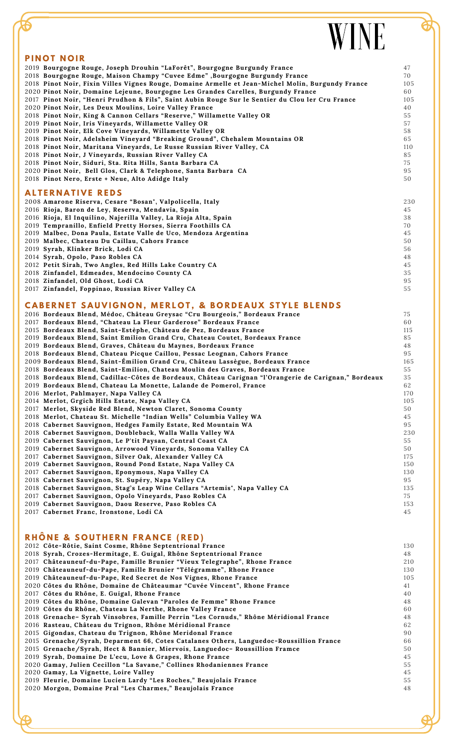# WINE

## PINOT NOIR

| | |
|---|---|
| 2019 **Bourgogne Rouge, Joseph Drouhin "LaForêt", Bourgogne Burgundy France** | 47 |
| 2018 **Bourgogne Rouge, Maison Champy "Cuvee Edme" ,Bourgogne Burgundy France** | 70 |
| 2018 **Pinot Noir, Fixin Villes Vignes Rouge, Domaine Armelle et Jean-Michel Molin, Burgundy France** | 105 |
| 2020 **Pinot Noir, Domaine Lejeune, Bourgogne Les Grandes Carelles, Burgundy France** | 60 |
| 2017 **Pinot Noir, "Henri Prudhon & Fils", Saint Aubin Rouge Sur le Sentier du Clou ler Cru France** | 105 |
| 2020 **Pinot Noir, Les Deux Moulins, Loire Valley France** | 40 |
| 2018 **Pinot Noir, King & Cannon Cellars "Reserve," Willamette Valley OR** | 55 |
| 2019 **Pinot Noir, Iris Vineyards, Willamette Valley OR** | 57 |
| 2019 **Pinot Noir, Elk Cove Vineyards, Willamette Valley OR** | 58 |
| 2018 **Pinot Noir, Adelsheim Vineyard "Breaking Ground", Chehalem Mountains OR** | 65 |
| 2018 **Pinot Noir, Maritana Vineyards, Le Russe Russian River Valley, CA** | 110 |
| 2018 **Pinot Noir, J Vineyards, Russian River Valley CA** | 85 |
| 2018 **Pinot Noir, Siduri, Sta. Rita Hills, Santa Barbara CA** | 75 |
| 2020 **Pinot Noir, Bell Glos, Clark & Telephone, Santa Barbara CA** | 95 |
| 2018 **Pinot Nero, Erste + Neue, Alto Adidge Italy** | 50 |

## ALTERNATIVE REDS

| | |
|---|---|
| 2008 **Amarone Riserva, Cesare "Bosan", Valpolicella, Italy** | 230 |
| 2016 **Rioja, Baron de Ley, Reserva, Mendavia, Spain** | 45 |
| 2016 **Rioja, El Inquilino, Najerilla Valley, La Rioja Alta, Spain** | 38 |
| 2019 **Tempranillo, Enfield Pretty Horses, Sierra Foothills CA** | 70 |
| 2019 **Malbec, Dona Paula, Estate Valle de Uco, Mendoza Argentina** | 45 |
| 2019 **Malbec, Chateau Du Caillau, Cahors France** | 50 |
| 2019 **Syrah, Klinker Brick, Lodi CA** | 56 |
| 2014 **Syrah, Opolo, Paso Robles CA** | 48 |
| 2012 **Petit Sirah, Two Angles, Red Hills Lake Country CA** | 45 |
| 2018 **Zinfandel, Edmeades, Mendocino County CA** | 35 |
| 2018 **Zinfandel, Old Ghost, Lodi CA** | 95 |
| 2017 **Zinfandel, Foppinao, Russian River Valley CA** | 55 |

## CABERNET SAUVIGNON, MERLOT, & BORDEAUX STYLE BLENDS

| | |
|---|---|
| 2016 **Bordeaux Blend, Médoc, Château Greysac "Cru Bourgeois," Bordeaux France** | 75 |
| 2017 **Bordeaux Blend, "Chateau La Fleur Garderose" Bordeaux France** | 60 |
| 2015 **Bordeaux Blend, Saint-Estèphe, Château de Pez, Bordeaux France** | 115 |
| 2019 **Bordeaux Blend, Saint Emilion Grand Cru, Chateau Coutet, Bordeaux France** | 85 |
| 2019 **Bordeaux Blend, Graves, Château du Maynes, Bordeaux France** | 48 |
| 2018 **Bordeaux Blend, Chateau Picque Caillou, Pessac Leognan, Cahors France** | 95 |
| 2009 **Bordeaux Blend, Saint-Émilion Grand Cru, Château Lassègue, Bordeaux France** | 165 |
| 2018 **Bordeaux Blend, Saint-Emilion, Chateau Moulin des Graves, Bordeaux France** | 55 |
| 2018 **Bordeaux Blend, Cadillac-Côtes de Bordeaux, Château Carignan "l'Orangerie de Carignan," Bordeaux** | 35 |
| 2019 **Bordeaux Blend, Chateau La Monette, Lalande de Pomerol, France** | 62 |
| 2016 **Merlot, Pahlmayer, Napa Valley CA** | 170 |
| 2014 **Merlot, Grgich Hills Estate, Napa Valley CA** | 105 |
| 2017 **Merlot, Skyside Red Blend, Newton Claret, Sonoma County** | 50 |
| 2018 **Merlot, Chateau St. Michelle "Indian Wells" Columbia Valley WA** | 45 |
| 2018 **Cabernet Sauvignon, Hedges Family Estate, Red Mountain WA** | 95 |
| 2018 **Cabernet Sauvignon, Doubleback, Walla Walla Valley WA** | 230 |
| 2019 **Cabernet Sauvignon, Le P'tit Paysan, Central Coast CA** | 55 |
| 2019 **Cabernet Sauvignon, Arrowood Vineyards, Sonoma Valley CA** | 50 |
| 2017 **Cabernet Sauvignon, Silver Oak, Alexander Valley CA** | 175 |
| 2019 **Cabernet Sauvignon, Round Pond Estate, Napa Valley CA** | 150 |
| 2017 **Cabernet Sauvignon, Eponymous, Napa Valley CA** | 130 |
| 2018 **Cabernet Sauvignon, St. Supéry, Napa Valley CA** | 95 |
| 2018 **Cabernet Sauvignon, Stag's Leap Wine Cellars "Artemis", Napa Valley CA** | 135 |
| 2017 **Cabernet Sauvignon, Opolo Vineyards, Paso Robles CA** | 75 |
| 2019 **Cabernet Sauvignon, Daou Reserve, Paso Robles CA** | 153 |
| 2017 **Cabernet Franc, Ironstone, Lodi CA** | 45 |

## RHÔNE & SOUTHERN FRANCE (RED)

| | |
|---|---|
| 2012 **Côte-Rôtie, Saint Cosme, Rhône Septentrional France** | 130 |
| 2018 **Syrah, Crozes-Hermitage, E. Guigal, Rhône Septentrional France** | 48 |
| 2017 **Châteauneuf-du-Pape, Famille Brunier "Vieux Telegraphe", Rhone France** | 210 |
| 2019 **Châteauneuf-du-Pape, Famille Brunier "Télégramme", Rhone France** | 130 |
| 2019 **Châteauneuf-du-Pape, Red Secret de Nos Vignes, Rhone France** | 105 |
| 2020 **Côtes du Rhône, Domaine de Châteaumar "Cuvée Vincent", Rhone France** | 41 |
| 2017 **Côtes du Rhône, E. Guigal, Rhone France** | 40 |
| 2019 **Côtes du Rhône, Domaine Galevan "Paroles de Femme" Rhone France** | 48 |
| 2019 **Côtes du Rhône, Chateau La Nerthe, Rhone Valley France** | 60 |
| 2018 **Grenache- Syrah Vinsobres, Famille Perrin "Les Cornuds," Rhône Méridional France** | 48 |
| 2016 **Rasteau, Château du Trignon, Rhône Méridional France** | 62 |
| 2015 **Gigondas, Chateau du Trignon, Rhône Meridonal France** | 90 |
| 2015 **Grenache/Syrah, Deparment 66, Cotes Catalanes Others, Languedoc-Roussillion France** | 66 |
| 2015 **Grenache/Syrah, Hect & Bannier, Miervois, Languedoc- Roussillion Framce** | 50 |
| 2019 **Syrah, Domaine De L'ecu, Love & Grapes, Rhone France** | 45 |
| 2020 **Gamay, Julien Cecillon "La Savane," Collines Rhodaniennes France** | 55 |
| 2020 **Gamay, La Vignette, Loire Valley** | 45 |
| 2019 **Fleurie, Domaine Lucien Lardy "Les Roches," Beaujolais France** | 55 |
| 2020 **Morgon, Domaine Pral "Les Charmes," Beaujolais France** | 48 |